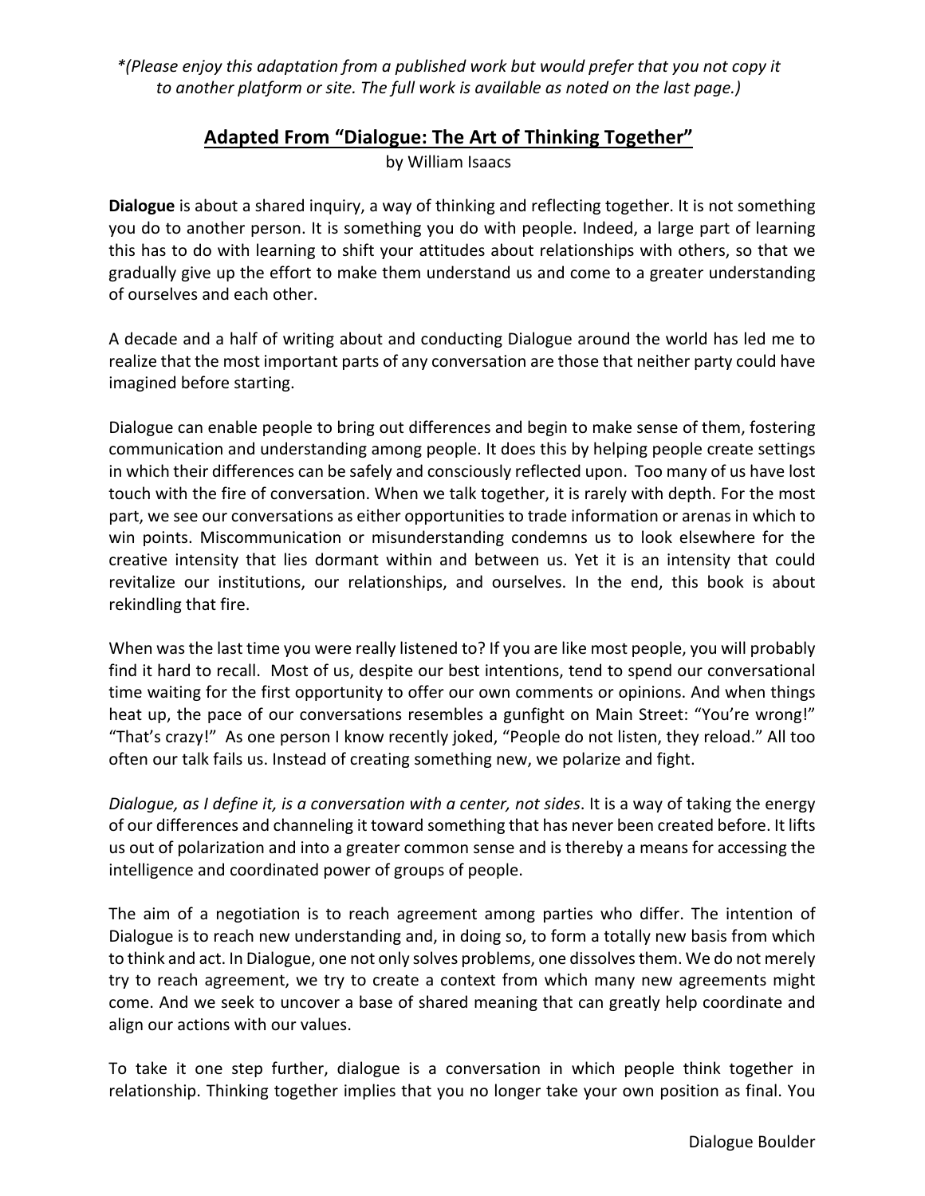*(Please enjoy this adaptation from a published work but would prefer that you not copy it to another platform or site. The full work is available as noted on the last page.)*

# Adapted From "Dialogue: The Art of Thinking Together"

by William Isaacs

**Dialogue** is about a shared inquiry, a way of thinking and reflecting together. It is not something you do to another person. It is something you do with people. Indeed, a large part of learning this has to do with learning to shift your attitudes about relationships with others, so that we gradually give up the effort to make them understand us and come to a greater understanding of ourselves and each other.

A decade and a half of writing about and conducting Dialogue around the world has led me to realize that the most important parts of any conversation are those that neither party could have imagined before starting.

Dialogue can enable people to bring out differences and begin to make sense of them, fostering communication and understanding among people. It does this by helping people create settings in which their differences can be safely and consciously reflected upon. Too many of us have lost touch with the fire of conversation. When we talk together, it is rarely with depth. For the most part, we see our conversations as either opportunities to trade information or arenas in which to win points. Miscommunication or misunderstanding condemns us to look elsewhere for the creative intensity that lies dormant within and between us. Yet it is an intensity that could revitalize our institutions, our relationships, and ourselves. In the end, this book is about rekindling that fire.

When was the last time you were really listened to? If you are like most people, you will probably find it hard to recall. Most of us, despite our best intentions, tend to spend our conversational time waiting for the first opportunity to offer our own comments or opinions. And when things heat up, the pace of our conversations resembles a gunfight on Main Street: "You're wrong!" "That's crazy!" As one person I know recently joked, "People do not listen, they reload." All too often our talk fails us. Instead of creating something new, we polarize and fight.

*Dialogue, as I define it, is a conversation with a center, not sides*. It is a way of taking the energy of our differences and channeling it toward something that has never been created before. It lifts us out of polarization and into a greater common sense and is thereby a means for accessing the intelligence and coordinated power of groups of people.

The aim of a negotiation is to reach agreement among parties who differ. The intention of Dialogue is to reach new understanding and, in doing so, to form a totally new basis from which to think and act. In Dialogue, one not only solves problems, one dissolves them. We do not merely try to reach agreement, we try to create a context from which many new agreements might come. And we seek to uncover a base of shared meaning that can greatly help coordinate and align our actions with our values.

To take it one step further, dialogue is a conversation in which people think together in relationship. Thinking together implies that you no longer take your own position as final. You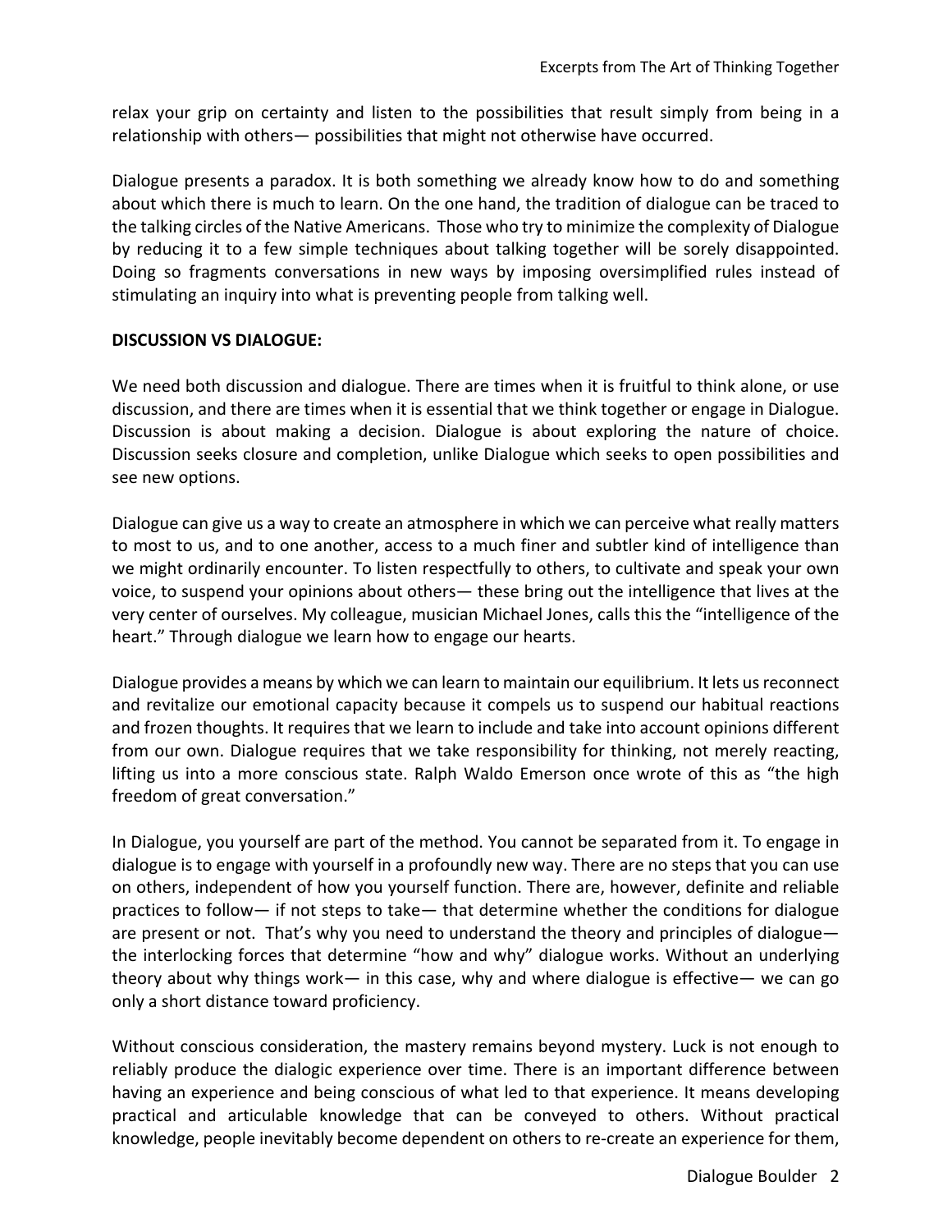relax your grip on certainty and listen to the possibilities that result simply from being in a relationship with others— possibilities that might not otherwise have occurred.

Dialogue presents a paradox. It is both something we already know how to do and something about which there is much to learn. On the one hand, the tradition of dialogue can be traced to the talking circles of the Native Americans. Those who try to minimize the complexity of Dialogue by reducing it to a few simple techniques about talking together will be sorely disappointed. Doing so fragments conversations in new ways by imposing oversimplified rules instead of stimulating an inquiry into what is preventing people from talking well.

**DISCUSSION VS DIALOGUE:**

We need both discussion and dialogue. There are times when it is fruitful to think alone, or use discussion, and there are times when it is essential that we think together or engage in Dialogue. Discussion is about making a decision. Dialogue is about exploring the nature of choice. Discussion seeks closure and completion, unlike Dialogue which seeks to open possibilities and see new options.

Dialogue can give us a way to create an atmosphere in which we can perceive what really matters to most to us, and to one another, access to a much finer and subtler kind of intelligence than we might ordinarily encounter. To listen respectfully to others, to cultivate and speak your own voice, to suspend your opinions about others— these bring out the intelligence that lives at the very center of ourselves. My colleague, musician Michael Jones, calls this the "intelligence of the heart." Through dialogue we learn how to engage our hearts.

Dialogue provides a means by which we can learn to maintain our equilibrium. It lets us reconnect and revitalize our emotional capacity because it compels us to suspend our habitual reactions and frozen thoughts. It requires that we learn to include and take into account opinions different from our own. Dialogue requires that we take responsibility for thinking, not merely reacting, lifting us into a more conscious state. Ralph Waldo Emerson once wrote of this as "the high freedom of great conversation."

In Dialogue, you yourself are part of the method. You cannot be separated from it. To engage in dialogue is to engage with yourself in a profoundly new way. There are no steps that you can use on others, independent of how you yourself function. There are, however, definite and reliable practices to follow— if not steps to take— that determine whether the conditions for dialogue are present or not. That's why you need to understand the theory and principles of dialogue— the interlocking forces that determine "how and why" dialogue works. Without an underlying theory about why things work— in this case, why and where dialogue is effective— we can go only a short distance toward proficiency.

Without conscious consideration, the mastery remains beyond mystery. Luck is not enough to reliably produce the dialogic experience over time. There is an important difference between having an experience and being conscious of what led to that experience. It means developing practical and articulable knowledge that can be conveyed to others. Without practical knowledge, people inevitably become dependent on others to re-create an experience for them,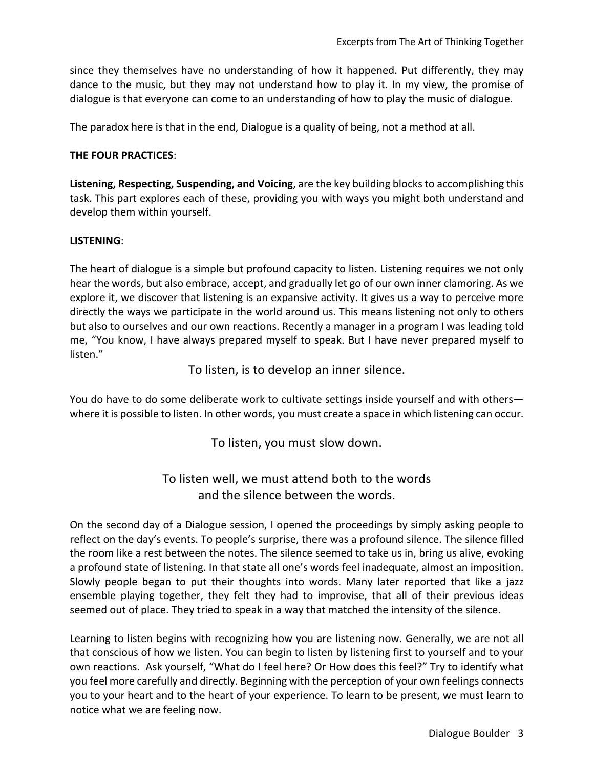since they themselves have no understanding of how it happened. Put differently, they may dance to the music, but they may not understand how to play it. In my view, the promise of dialogue is that everyone can come to an understanding of how to play the music of dialogue.

The paradox here is that in the end, Dialogue is a quality of being, not a method at all.

**THE FOUR PRACTICES**:

**Listening, Respecting, Suspending, and Voicing**, are the key building blocks to accomplishing this task. This part explores each of these, providing you with ways you might both understand and develop them within yourself.

**LISTENING**:

The heart of dialogue is a simple but profound capacity to listen. Listening requires we not only hear the words, but also embrace, accept, and gradually let go of our own inner clamoring. As we explore it, we discover that listening is an expansive activity. It gives us a way to perceive more directly the ways we participate in the world around us. This means listening not only to others but also to ourselves and our own reactions. Recently a manager in a program I was leading told me, "You know, I have always prepared myself to speak. But I have never prepared myself to listen."

To listen, is to develop an inner silence.

You do have to do some deliberate work to cultivate settings inside yourself and with others—where it is possible to listen. In other words, you must create a space in which listening can occur.

To listen, you must slow down.

To listen well, we must attend both to the words and the silence between the words.

On the second day of a Dialogue session, I opened the proceedings by simply asking people to reflect on the day's events. To people's surprise, there was a profound silence. The silence filled the room like a rest between the notes. The silence seemed to take us in, bring us alive, evoking a profound state of listening. In that state all one's words feel inadequate, almost an imposition. Slowly people began to put their thoughts into words. Many later reported that like a jazz ensemble playing together, they felt they had to improvise, that all of their previous ideas seemed out of place. They tried to speak in a way that matched the intensity of the silence.

Learning to listen begins with recognizing how you are listening now. Generally, we are not all that conscious of how we listen. You can begin to listen by listening first to yourself and to your own reactions. Ask yourself, "What do I feel here? Or How does this feel?" Try to identify what you feel more carefully and directly. Beginning with the perception of your own feelings connects you to your heart and to the heart of your experience. To learn to be present, we must learn to notice what we are feeling now.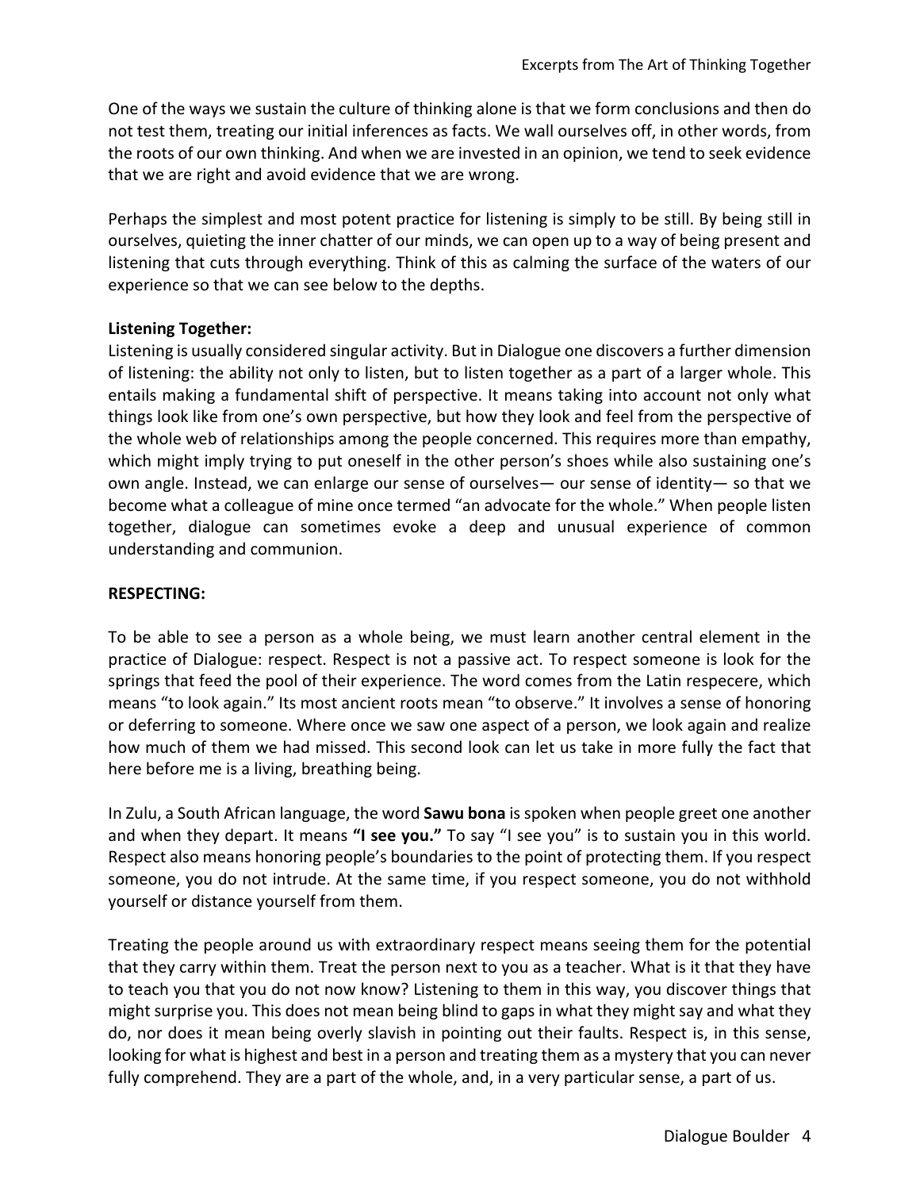One of the ways we sustain the culture of thinking alone is that we form conclusions and then do not test them, treating our initial inferences as facts. We wall ourselves off, in other words, from the roots of our own thinking. And when we are invested in an opinion, we tend to seek evidence that we are right and avoid evidence that we are wrong.

Perhaps the simplest and most potent practice for listening is simply to be still. By being still in ourselves, quieting the inner chatter of our minds, we can open up to a way of being present and listening that cuts through everything. Think of this as calming the surface of the waters of our experience so that we can see below to the depths.

**Listening Together:**
Listening is usually considered singular activity. But in Dialogue one discovers a further dimension of listening: the ability not only to listen, but to listen together as a part of a larger whole. This entails making a fundamental shift of perspective. It means taking into account not only what things look like from one's own perspective, but how they look and feel from the perspective of the whole web of relationships among the people concerned. This requires more than empathy, which might imply trying to put oneself in the other person's shoes while also sustaining one's own angle. Instead, we can enlarge our sense of ourselves— our sense of identity— so that we become what a colleague of mine once termed "an advocate for the whole." When people listen together, dialogue can sometimes evoke a deep and unusual experience of common understanding and communion.

**RESPECTING:**

To be able to see a person as a whole being, we must learn another central element in the practice of Dialogue: respect. Respect is not a passive act. To respect someone is look for the springs that feed the pool of their experience. The word comes from the Latin respecere, which means "to look again." Its most ancient roots mean "to observe." It involves a sense of honoring or deferring to someone. Where once we saw one aspect of a person, we look again and realize how much of them we had missed. This second look can let us take in more fully the fact that here before me is a living, breathing being.

In Zulu, a South African language, the word **Sawu bona** is spoken when people greet one another and when they depart. It means **"I see you."** To say "I see you" is to sustain you in this world. Respect also means honoring people's boundaries to the point of protecting them. If you respect someone, you do not intrude. At the same time, if you respect someone, you do not withhold yourself or distance yourself from them.

Treating the people around us with extraordinary respect means seeing them for the potential that they carry within them. Treat the person next to you as a teacher. What is it that they have to teach you that you do not now know? Listening to them in this way, you discover things that might surprise you. This does not mean being blind to gaps in what they might say and what they do, nor does it mean being overly slavish in pointing out their faults. Respect is, in this sense, looking for what is highest and best in a person and treating them as a mystery that you can never fully comprehend. They are a part of the whole, and, in a very particular sense, a part of us.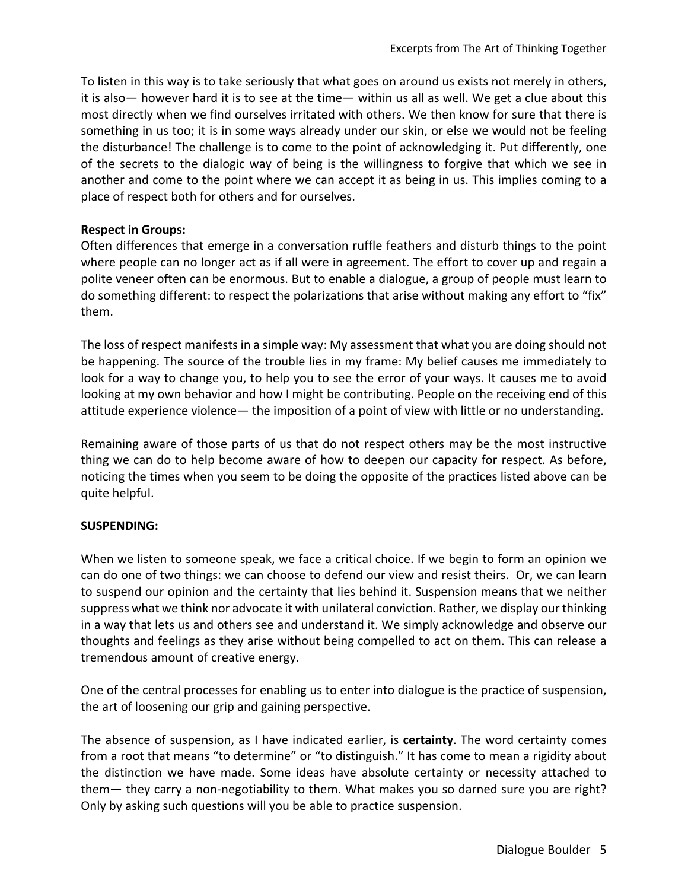To listen in this way is to take seriously that what goes on around us exists not merely in others, it is also— however hard it is to see at the time— within us all as well. We get a clue about this most directly when we find ourselves irritated with others. We then know for sure that there is something in us too; it is in some ways already under our skin, or else we would not be feeling the disturbance! The challenge is to come to the point of acknowledging it. Put differently, one of the secrets to the dialogic way of being is the willingness to forgive that which we see in another and come to the point where we can accept it as being in us. This implies coming to a place of respect both for others and for ourselves.

**Respect in Groups:**
Often differences that emerge in a conversation ruffle feathers and disturb things to the point where people can no longer act as if all were in agreement. The effort to cover up and regain a polite veneer often can be enormous. But to enable a dialogue, a group of people must learn to do something different: to respect the polarizations that arise without making any effort to "fix" them.

The loss of respect manifests in a simple way: My assessment that what you are doing should not be happening. The source of the trouble lies in my frame: My belief causes me immediately to look for a way to change you, to help you to see the error of your ways. It causes me to avoid looking at my own behavior and how I might be contributing. People on the receiving end of this attitude experience violence— the imposition of a point of view with little or no understanding.

Remaining aware of those parts of us that do not respect others may be the most instructive thing we can do to help become aware of how to deepen our capacity for respect. As before, noticing the times when you seem to be doing the opposite of the practices listed above can be quite helpful.

**SUSPENDING:**

When we listen to someone speak, we face a critical choice. If we begin to form an opinion we can do one of two things: we can choose to defend our view and resist theirs. Or, we can learn to suspend our opinion and the certainty that lies behind it. Suspension means that we neither suppress what we think nor advocate it with unilateral conviction. Rather, we display our thinking in a way that lets us and others see and understand it. We simply acknowledge and observe our thoughts and feelings as they arise without being compelled to act on them. This can release a tremendous amount of creative energy.

One of the central processes for enabling us to enter into dialogue is the practice of suspension, the art of loosening our grip and gaining perspective.

The absence of suspension, as I have indicated earlier, is **certainty**. The word certainty comes from a root that means "to determine" or "to distinguish." It has come to mean a rigidity about the distinction we have made. Some ideas have absolute certainty or necessity attached to them— they carry a non-negotiability to them. What makes you so darned sure you are right? Only by asking such questions will you be able to practice suspension.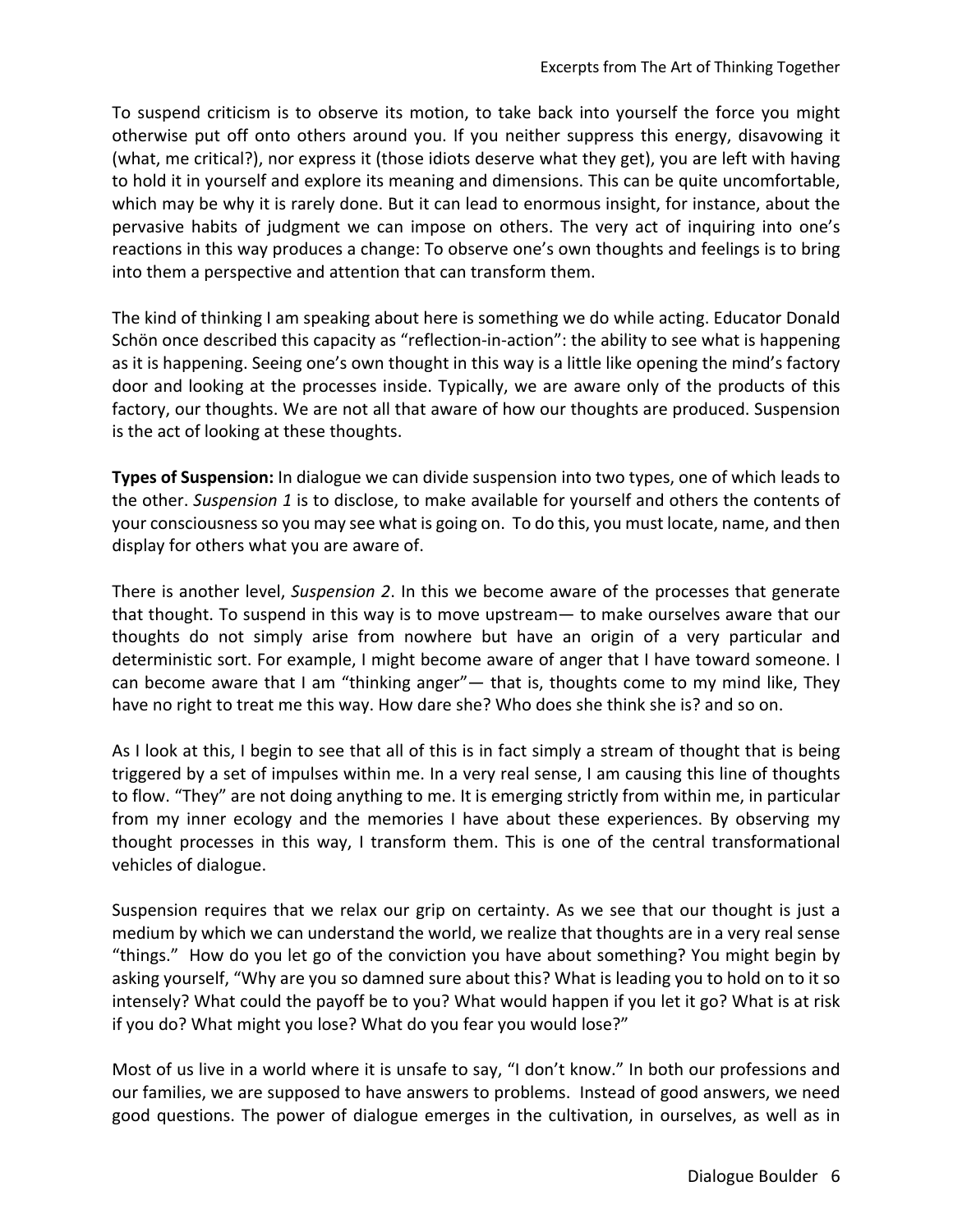To suspend criticism is to observe its motion, to take back into yourself the force you might otherwise put off onto others around you. If you neither suppress this energy, disavowing it (what, me critical?), nor express it (those idiots deserve what they get), you are left with having to hold it in yourself and explore its meaning and dimensions. This can be quite uncomfortable, which may be why it is rarely done. But it can lead to enormous insight, for instance, about the pervasive habits of judgment we can impose on others. The very act of inquiring into one's reactions in this way produces a change: To observe one's own thoughts and feelings is to bring into them a perspective and attention that can transform them.

The kind of thinking I am speaking about here is something we do while acting. Educator Donald Schön once described this capacity as "reflection-in-action": the ability to see what is happening as it is happening. Seeing one's own thought in this way is a little like opening the mind's factory door and looking at the processes inside. Typically, we are aware only of the products of this factory, our thoughts. We are not all that aware of how our thoughts are produced. Suspension is the act of looking at these thoughts.

**Types of Suspension:** In dialogue we can divide suspension into two types, one of which leads to the other. *Suspension 1* is to disclose, to make available for yourself and others the contents of your consciousness so you may see what is going on. To do this, you must locate, name, and then display for others what you are aware of.

There is another level, *Suspension 2*. In this we become aware of the processes that generate that thought. To suspend in this way is to move upstream— to make ourselves aware that our thoughts do not simply arise from nowhere but have an origin of a very particular and deterministic sort. For example, I might become aware of anger that I have toward someone. I can become aware that I am "thinking anger"— that is, thoughts come to my mind like, They have no right to treat me this way. How dare she? Who does she think she is? and so on.

As I look at this, I begin to see that all of this is in fact simply a stream of thought that is being triggered by a set of impulses within me. In a very real sense, I am causing this line of thoughts to flow. "They" are not doing anything to me. It is emerging strictly from within me, in particular from my inner ecology and the memories I have about these experiences. By observing my thought processes in this way, I transform them. This is one of the central transformational vehicles of dialogue.

Suspension requires that we relax our grip on certainty. As we see that our thought is just a medium by which we can understand the world, we realize that thoughts are in a very real sense "things." How do you let go of the conviction you have about something? You might begin by asking yourself, "Why are you so damned sure about this? What is leading you to hold on to it so intensely? What could the payoff be to you? What would happen if you let it go? What is at risk if you do? What might you lose? What do you fear you would lose?"

Most of us live in a world where it is unsafe to say, "I don't know." In both our professions and our families, we are supposed to have answers to problems. Instead of good answers, we need good questions. The power of dialogue emerges in the cultivation, in ourselves, as well as in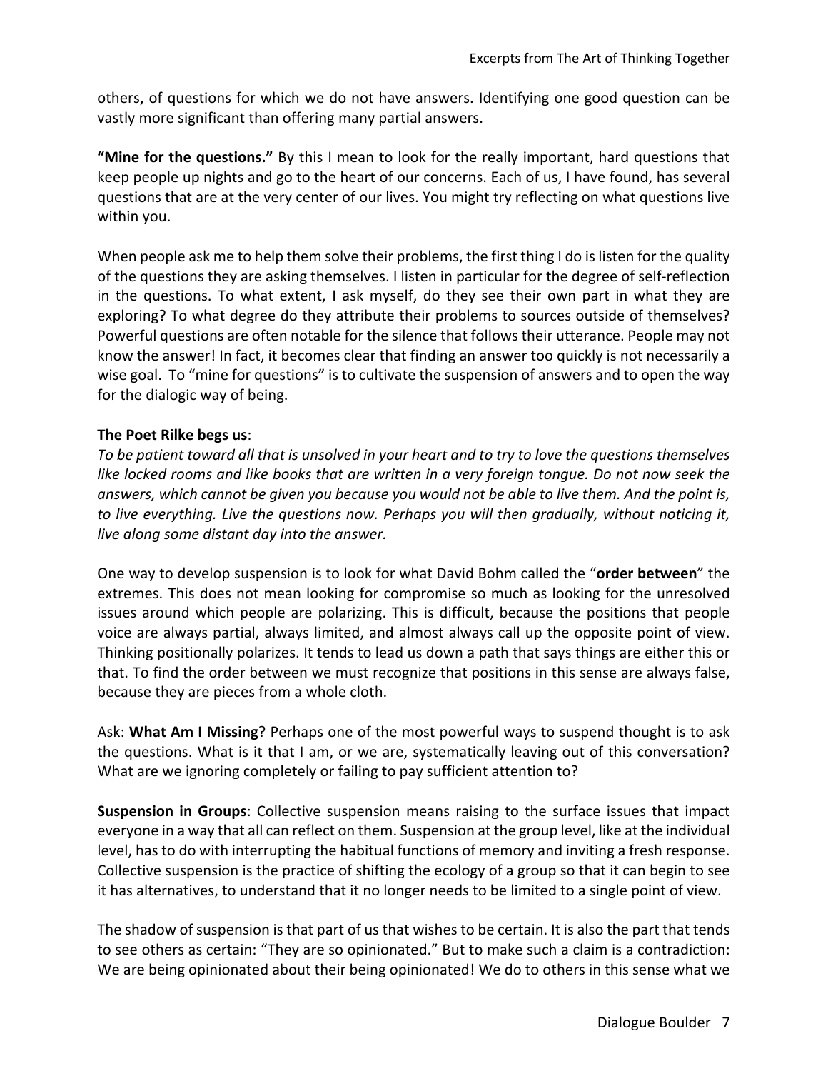others, of questions for which we do not have answers. Identifying one good question can be vastly more significant than offering many partial answers.

**"Mine for the questions."** By this I mean to look for the really important, hard questions that keep people up nights and go to the heart of our concerns. Each of us, I have found, has several questions that are at the very center of our lives. You might try reflecting on what questions live within you.

When people ask me to help them solve their problems, the first thing I do is listen for the quality of the questions they are asking themselves. I listen in particular for the degree of self-reflection in the questions. To what extent, I ask myself, do they see their own part in what they are exploring? To what degree do they attribute their problems to sources outside of themselves? Powerful questions are often notable for the silence that follows their utterance. People may not know the answer! In fact, it becomes clear that finding an answer too quickly is not necessarily a wise goal. To "mine for questions" is to cultivate the suspension of answers and to open the way for the dialogic way of being.

**The Poet Rilke begs us**:
*To be patient toward all that is unsolved in your heart and to try to love the questions themselves like locked rooms and like books that are written in a very foreign tongue. Do not now seek the answers, which cannot be given you because you would not be able to live them. And the point is, to live everything. Live the questions now. Perhaps you will then gradually, without noticing it, live along some distant day into the answer.*

One way to develop suspension is to look for what David Bohm called the "**order between**" the extremes. This does not mean looking for compromise so much as looking for the unresolved issues around which people are polarizing. This is difficult, because the positions that people voice are always partial, always limited, and almost always call up the opposite point of view. Thinking positionally polarizes. It tends to lead us down a path that says things are either this or that. To find the order between we must recognize that positions in this sense are always false, because they are pieces from a whole cloth.

Ask: **What Am I Missing**? Perhaps one of the most powerful ways to suspend thought is to ask the questions. What is it that I am, or we are, systematically leaving out of this conversation? What are we ignoring completely or failing to pay sufficient attention to?

**Suspension in Groups**: Collective suspension means raising to the surface issues that impact everyone in a way that all can reflect on them. Suspension at the group level, like at the individual level, has to do with interrupting the habitual functions of memory and inviting a fresh response. Collective suspension is the practice of shifting the ecology of a group so that it can begin to see it has alternatives, to understand that it no longer needs to be limited to a single point of view.

The shadow of suspension is that part of us that wishes to be certain. It is also the part that tends to see others as certain: "They are so opinionated." But to make such a claim is a contradiction: We are being opinionated about their being opinionated! We do to others in this sense what we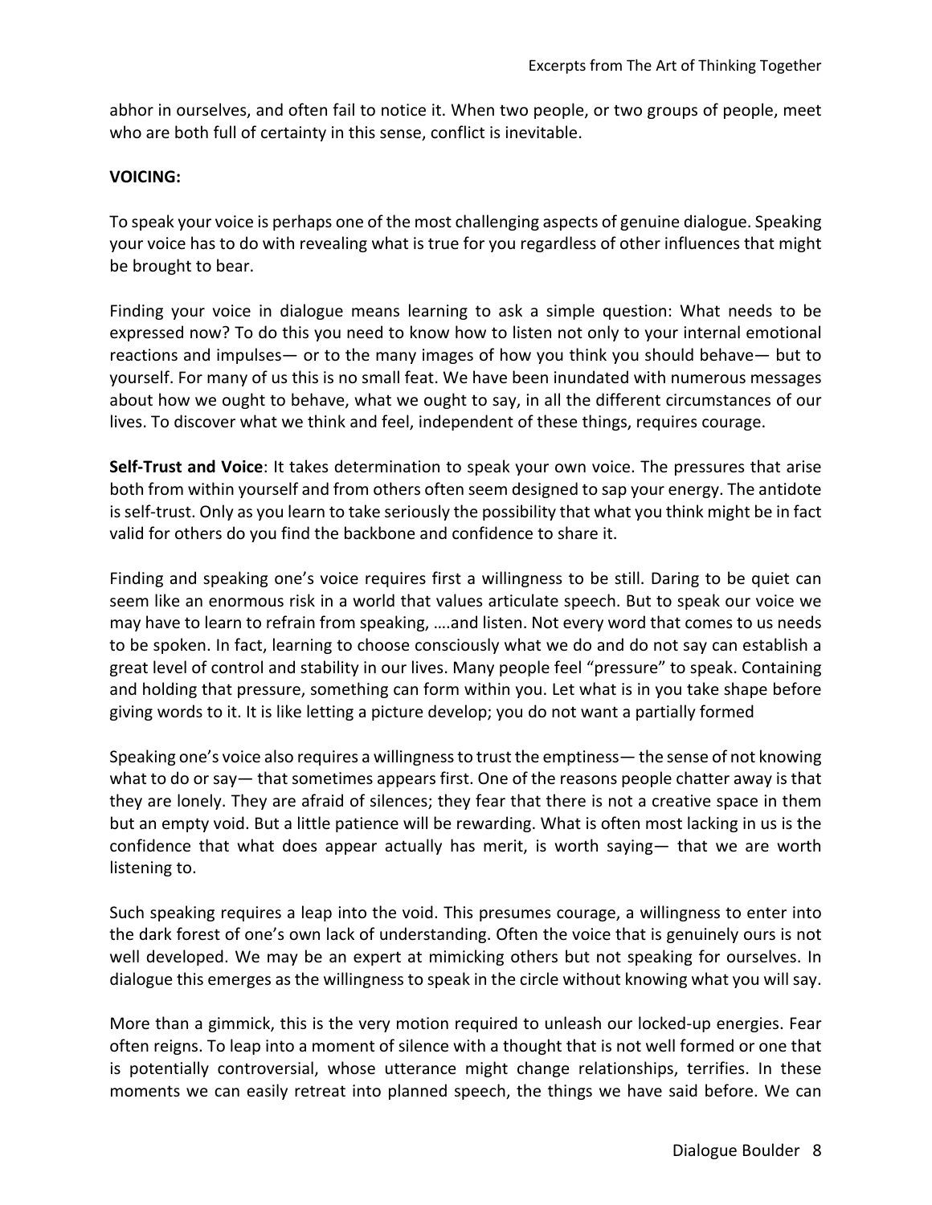abhor in ourselves, and often fail to notice it. When two people, or two groups of people, meet who are both full of certainty in this sense, conflict is inevitable.

**VOICING:**

To speak your voice is perhaps one of the most challenging aspects of genuine dialogue. Speaking your voice has to do with revealing what is true for you regardless of other influences that might be brought to bear.

Finding your voice in dialogue means learning to ask a simple question: What needs to be expressed now? To do this you need to know how to listen not only to your internal emotional reactions and impulses— or to the many images of how you think you should behave— but to yourself. For many of us this is no small feat. We have been inundated with numerous messages about how we ought to behave, what we ought to say, in all the different circumstances of our lives. To discover what we think and feel, independent of these things, requires courage.

**Self-Trust and Voice**: It takes determination to speak your own voice. The pressures that arise both from within yourself and from others often seem designed to sap your energy. The antidote is self-trust. Only as you learn to take seriously the possibility that what you think might be in fact valid for others do you find the backbone and confidence to share it.

Finding and speaking one's voice requires first a willingness to be still. Daring to be quiet can seem like an enormous risk in a world that values articulate speech. But to speak our voice we may have to learn to refrain from speaking, ….and listen. Not every word that comes to us needs to be spoken. In fact, learning to choose consciously what we do and do not say can establish a great level of control and stability in our lives. Many people feel "pressure" to speak. Containing and holding that pressure, something can form within you. Let what is in you take shape before giving words to it. It is like letting a picture develop; you do not want a partially formed

Speaking one's voice also requires a willingness to trust the emptiness— the sense of not knowing what to do or say— that sometimes appears first. One of the reasons people chatter away is that they are lonely. They are afraid of silences; they fear that there is not a creative space in them but an empty void. But a little patience will be rewarding. What is often most lacking in us is the confidence that what does appear actually has merit, is worth saying— that we are worth listening to.

Such speaking requires a leap into the void. This presumes courage, a willingness to enter into the dark forest of one's own lack of understanding. Often the voice that is genuinely ours is not well developed. We may be an expert at mimicking others but not speaking for ourselves. In dialogue this emerges as the willingness to speak in the circle without knowing what you will say.

More than a gimmick, this is the very motion required to unleash our locked-up energies. Fear often reigns. To leap into a moment of silence with a thought that is not well formed or one that is potentially controversial, whose utterance might change relationships, terrifies. In these moments we can easily retreat into planned speech, the things we have said before. We can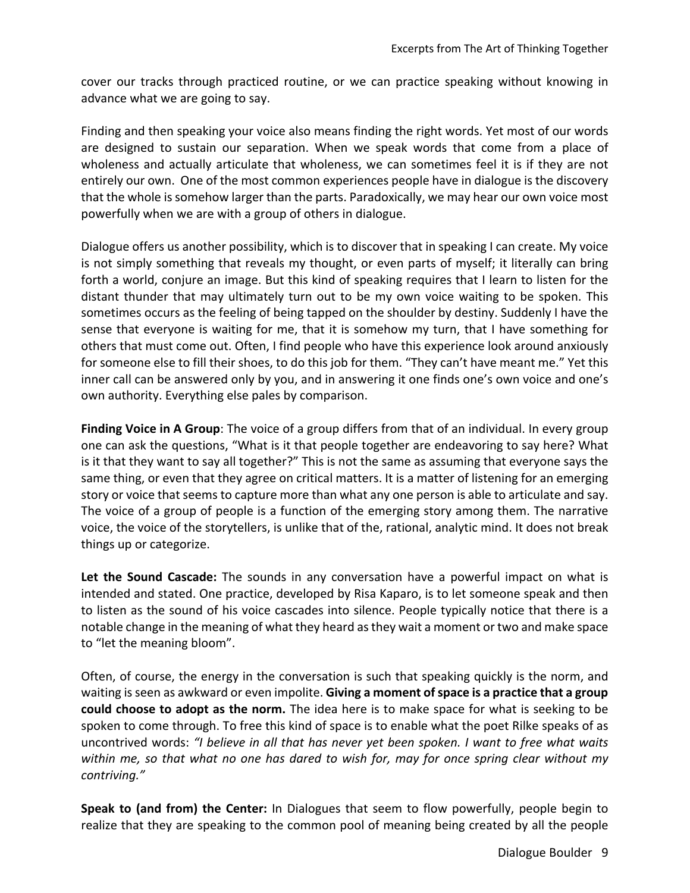cover our tracks through practiced routine, or we can practice speaking without knowing in advance what we are going to say.

Finding and then speaking your voice also means finding the right words. Yet most of our words are designed to sustain our separation. When we speak words that come from a place of wholeness and actually articulate that wholeness, we can sometimes feel it is if they are not entirely our own. One of the most common experiences people have in dialogue is the discovery that the whole is somehow larger than the parts. Paradoxically, we may hear our own voice most powerfully when we are with a group of others in dialogue.

Dialogue offers us another possibility, which is to discover that in speaking I can create. My voice is not simply something that reveals my thought, or even parts of myself; it literally can bring forth a world, conjure an image. But this kind of speaking requires that I learn to listen for the distant thunder that may ultimately turn out to be my own voice waiting to be spoken. This sometimes occurs as the feeling of being tapped on the shoulder by destiny. Suddenly I have the sense that everyone is waiting for me, that it is somehow my turn, that I have something for others that must come out. Often, I find people who have this experience look around anxiously for someone else to fill their shoes, to do this job for them. "They can't have meant me." Yet this inner call can be answered only by you, and in answering it one finds one's own voice and one's own authority. Everything else pales by comparison.

**Finding Voice in A Group**: The voice of a group differs from that of an individual. In every group one can ask the questions, "What is it that people together are endeavoring to say here? What is it that they want to say all together?" This is not the same as assuming that everyone says the same thing, or even that they agree on critical matters. It is a matter of listening for an emerging story or voice that seems to capture more than what any one person is able to articulate and say. The voice of a group of people is a function of the emerging story among them. The narrative voice, the voice of the storytellers, is unlike that of the, rational, analytic mind. It does not break things up or categorize.

**Let the Sound Cascade:** The sounds in any conversation have a powerful impact on what is intended and stated. One practice, developed by Risa Kaparo, is to let someone speak and then to listen as the sound of his voice cascades into silence. People typically notice that there is a notable change in the meaning of what they heard as they wait a moment or two and make space to "let the meaning bloom".

Often, of course, the energy in the conversation is such that speaking quickly is the norm, and waiting is seen as awkward or even impolite. **Giving a moment of space is a practice that a group could choose to adopt as the norm.** The idea here is to make space for what is seeking to be spoken to come through. To free this kind of space is to enable what the poet Rilke speaks of as uncontrived words: *"I believe in all that has never yet been spoken. I want to free what waits within me, so that what no one has dared to wish for, may for once spring clear without my contriving."*

**Speak to (and from) the Center:** In Dialogues that seem to flow powerfully, people begin to realize that they are speaking to the common pool of meaning being created by all the people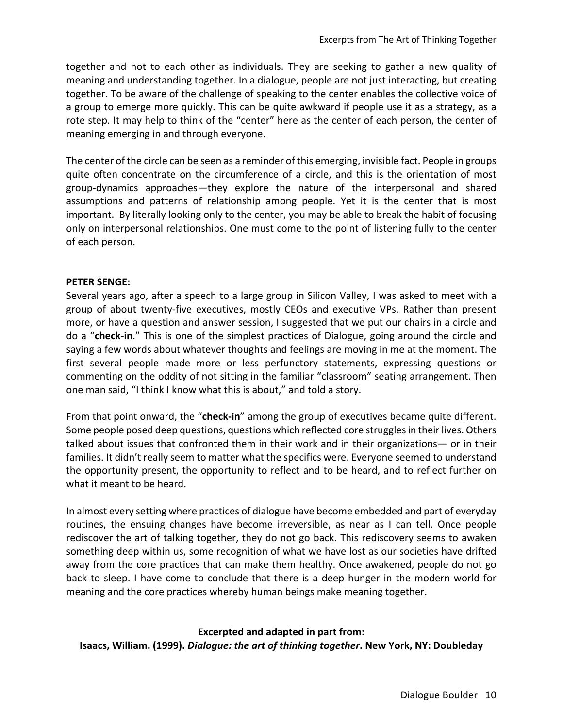together and not to each other as individuals. They are seeking to gather a new quality of meaning and understanding together. In a dialogue, people are not just interacting, but creating together. To be aware of the challenge of speaking to the center enables the collective voice of a group to emerge more quickly. This can be quite awkward if people use it as a strategy, as a rote step. It may help to think of the "center" here as the center of each person, the center of meaning emerging in and through everyone.

The center of the circle can be seen as a reminder of this emerging, invisible fact. People in groups quite often concentrate on the circumference of a circle, and this is the orientation of most group-dynamics approaches—they explore the nature of the interpersonal and shared assumptions and patterns of relationship among people. Yet it is the center that is most important. By literally looking only to the center, you may be able to break the habit of focusing only on interpersonal relationships. One must come to the point of listening fully to the center of each person.

**PETER SENGE:**

Several years ago, after a speech to a large group in Silicon Valley, I was asked to meet with a group of about twenty-five executives, mostly CEOs and executive VPs. Rather than present more, or have a question and answer session, I suggested that we put our chairs in a circle and do a "**check-in**." This is one of the simplest practices of Dialogue, going around the circle and saying a few words about whatever thoughts and feelings are moving in me at the moment. The first several people made more or less perfunctory statements, expressing questions or commenting on the oddity of not sitting in the familiar "classroom" seating arrangement. Then one man said, "I think I know what this is about," and told a story.

From that point onward, the "**check-in**" among the group of executives became quite different. Some people posed deep questions, questions which reflected core struggles in their lives. Others talked about issues that confronted them in their work and in their organizations— or in their families. It didn't really seem to matter what the specifics were. Everyone seemed to understand the opportunity present, the opportunity to reflect and to be heard, and to reflect further on what it meant to be heard.

In almost every setting where practices of dialogue have become embedded and part of everyday routines, the ensuing changes have become irreversible, as near as I can tell. Once people rediscover the art of talking together, they do not go back. This rediscovery seems to awaken something deep within us, some recognition of what we have lost as our societies have drifted away from the core practices that can make them healthy. Once awakened, people do not go back to sleep. I have come to conclude that there is a deep hunger in the modern world for meaning and the core practices whereby human beings make meaning together.

**Excerpted and adapted in part from:**
**Isaacs, William. (1999). *Dialogue: the art of thinking together*. New York, NY: Doubleday**